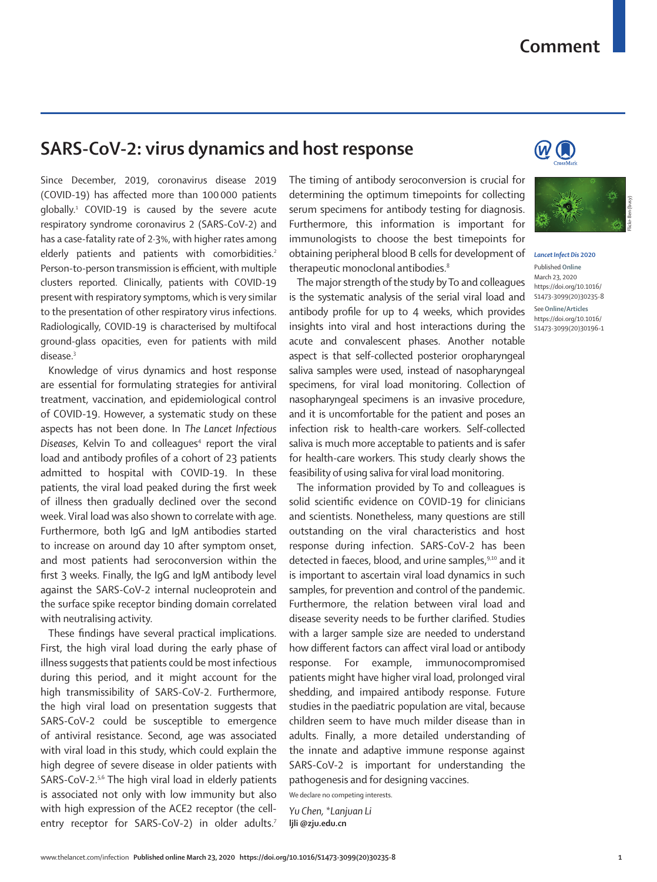# SARS-CoV-2: virus dynamics and host response

*Lancet Infect Dis* 2020

Published Online March 23, 2020 https://doi.org/10.1016/S1473-3099(20)30235-8

See Online/Articles https://doi.org/10.1016/S1473-3099(20)30196-1

Since December, 2019, coronavirus disease 2019 (COVID-19) has affected more than 100 000 patients globally.[1] COVID-19 is caused by the severe acute respiratory syndrome coronavirus 2 (SARS-CoV-2) and has a case-fatality rate of 2·3%, with higher rates among elderly patients and patients with comorbidities.[2] Person-to-person transmission is efficient, with multiple clusters reported. Clinically, patients with COVID-19 present with respiratory symptoms, which is very similar to the presentation of other respiratory virus infections. Radiologically, COVID-19 is characterised by multifocal ground-glass opacities, even for patients with mild disease.[3]

Knowledge of virus dynamics and host response are essential for formulating strategies for antiviral treatment, vaccination, and epidemiological control of COVID-19. However, a systematic study on these aspects has not been done. In *The Lancet Infectious Diseases*, Kelvin To and colleagues[4] report the viral load and antibody profiles of a cohort of 23 patients admitted to hospital with COVID-19. In these patients, the viral load peaked during the first week of illness then gradually declined over the second week. Viral load was also shown to correlate with age. Furthermore, both IgG and IgM antibodies started to increase on around day 10 after symptom onset, and most patients had seroconversion within the first 3 weeks. Finally, the IgG and IgM antibody level against the SARS-CoV-2 internal nucleoprotein and the surface spike receptor binding domain correlated with neutralising activity.

These findings have several practical implications. First, the high viral load during the early phase of illness suggests that patients could be most infectious during this period, and it might account for the high transmissibility of SARS-CoV-2. Furthermore, the high viral load on presentation suggests that SARS-CoV-2 could be susceptible to emergence of antiviral resistance. Second, age was associated with viral load in this study, which could explain the high degree of severe disease in older patients with SARS-CoV-2.[5,6] The high viral load in elderly patients is associated not only with low immunity but also with high expression of the ACE2 receptor (the cell-entry receptor for SARS-CoV-2) in older adults.[7]

The timing of antibody seroconversion is crucial for determining the optimum timepoints for collecting serum specimens for antibody testing for diagnosis. Furthermore, this information is important for immunologists to choose the best timepoints for obtaining peripheral blood B cells for development of therapeutic monoclonal antibodies.[8]

The major strength of the study by To and colleagues is the systematic analysis of the serial viral load and antibody profile for up to 4 weeks, which provides insights into viral and host interactions during the acute and convalescent phases. Another notable aspect is that self-collected posterior oropharyngeal saliva samples were used, instead of nasopharyngeal specimens, for viral load monitoring. Collection of nasopharyngeal specimens is an invasive procedure, and it is uncomfortable for the patient and poses an infection risk to health-care workers. Self-collected saliva is much more acceptable to patients and is safer for health-care workers. This study clearly shows the feasibility of using saliva for viral load monitoring.

The information provided by To and colleagues is solid scientific evidence on COVID-19 for clinicians and scientists. Nonetheless, many questions are still outstanding on the viral characteristics and host response during infection. SARS-CoV-2 has been detected in faeces, blood, and urine samples,[9,10] and it is important to ascertain viral load dynamics in such samples, for prevention and control of the pandemic. Furthermore, the relation between viral load and disease severity needs to be further clarified. Studies with a larger sample size are needed to understand how different factors can affect viral load or antibody response. For example, immunocompromised patients might have higher viral load, prolonged viral shedding, and impaired antibody response. Future studies in the paediatric population are vital, because children seem to have much milder disease than in adults. Finally, a more detailed understanding of the innate and adaptive immune response against SARS-CoV-2 is important for understanding the pathogenesis and for designing vaccines.

We declare no competing interests.

*Yu Chen, \*Lanjuan Li*
**ljli@zju.edu.cn**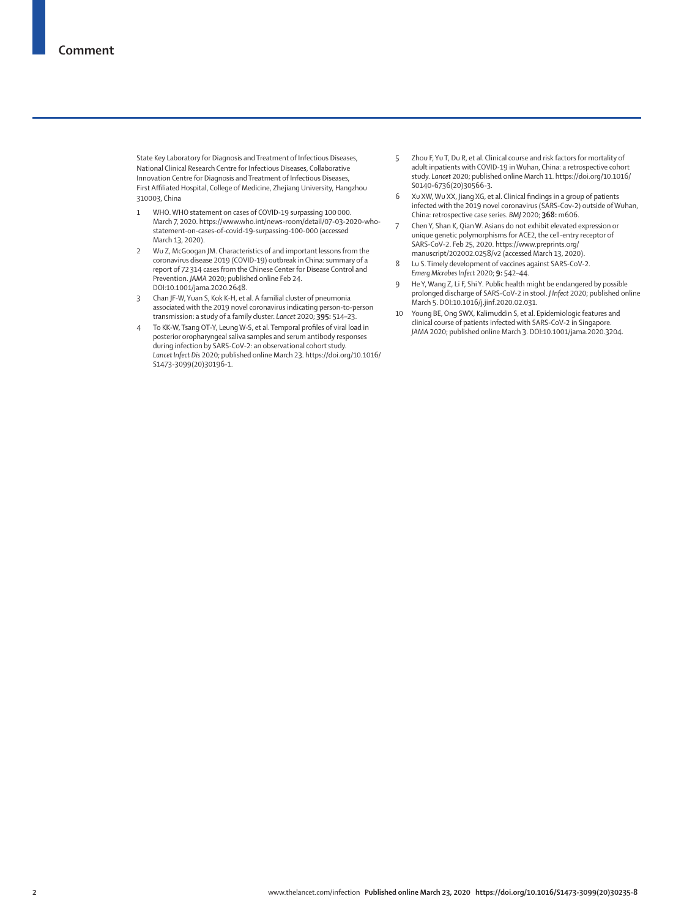State Key Laboratory for Diagnosis and Treatment of Infectious Diseases, National Clinical Research Centre for Infectious Diseases, Collaborative Innovation Centre for Diagnosis and Treatment of Infectious Diseases, First Affiliated Hospital, College of Medicine, Zhejiang University, Hangzhou 310003, China

1. WHO. WHO statement on cases of COVID-19 surpassing 100 000. March 7, 2020. https://www.who.int/news-room/detail/07-03-2020-who-statement-on-cases-of-covid-19-surpassing-100-000 (accessed March 13, 2020).
2. Wu Z, McGoogan JM. Characteristics of and important lessons from the coronavirus disease 2019 (COVID-19) outbreak in China: summary of a report of 72 314 cases from the Chinese Center for Disease Control and Prevention. *JAMA* 2020; published online Feb 24. DOI:10.1001/jama.2020.2648.
3. Chan JF-W, Yuan S, Kok K-H, et al. A familial cluster of pneumonia associated with the 2019 novel coronavirus indicating person-to-person transmission: a study of a family cluster. *Lancet* 2020; **395:** 514–23.
4. To KK-W, Tsang OT-Y, Leung W-S, et al. Temporal profiles of viral load in posterior oropharyngeal saliva samples and serum antibody responses during infection by SARS-CoV-2: an observational cohort study. *Lancet Infect Dis* 2020; published online March 23. https://doi.org/10.1016/S1473-3099(20)30196-1.
5. Zhou F, Yu T, Du R, et al. Clinical course and risk factors for mortality of adult inpatients with COVID-19 in Wuhan, China: a retrospective cohort study. *Lancet* 2020; published online March 11. https://doi.org/10.1016/S0140-6736(20)30566-3.
6. Xu XW, Wu XX, Jiang XG, et al. Clinical findings in a group of patients infected with the 2019 novel coronavirus (SARS-Cov-2) outside of Wuhan, China: retrospective case series. *BMJ* 2020; **368:** m606.
7. Chen Y, Shan K, Qian W. Asians do not exhibit elevated expression or unique genetic polymorphisms for ACE2, the cell-entry receptor of SARS-CoV-2. Feb 25, 2020. https://www.preprints.org/manuscript/202002.0258/v2 (accessed March 13, 2020).
8. Lu S. Timely development of vaccines against SARS-CoV-2. *Emerg Microbes Infect* 2020; **9:** 542–44.
9. He Y, Wang Z, Li F, Shi Y. Public health might be endangered by possible prolonged discharge of SARS-CoV-2 in stool. *J Infect* 2020; published online March 5. DOI:10.1016/j.jinf.2020.02.031.
10. Young BE, Ong SWX, Kalimuddin S, et al. Epidemiologic features and clinical course of patients infected with SARS-CoV-2 in Singapore. *JAMA* 2020; published online March 3. DOI:10.1001/jama.2020.3204.